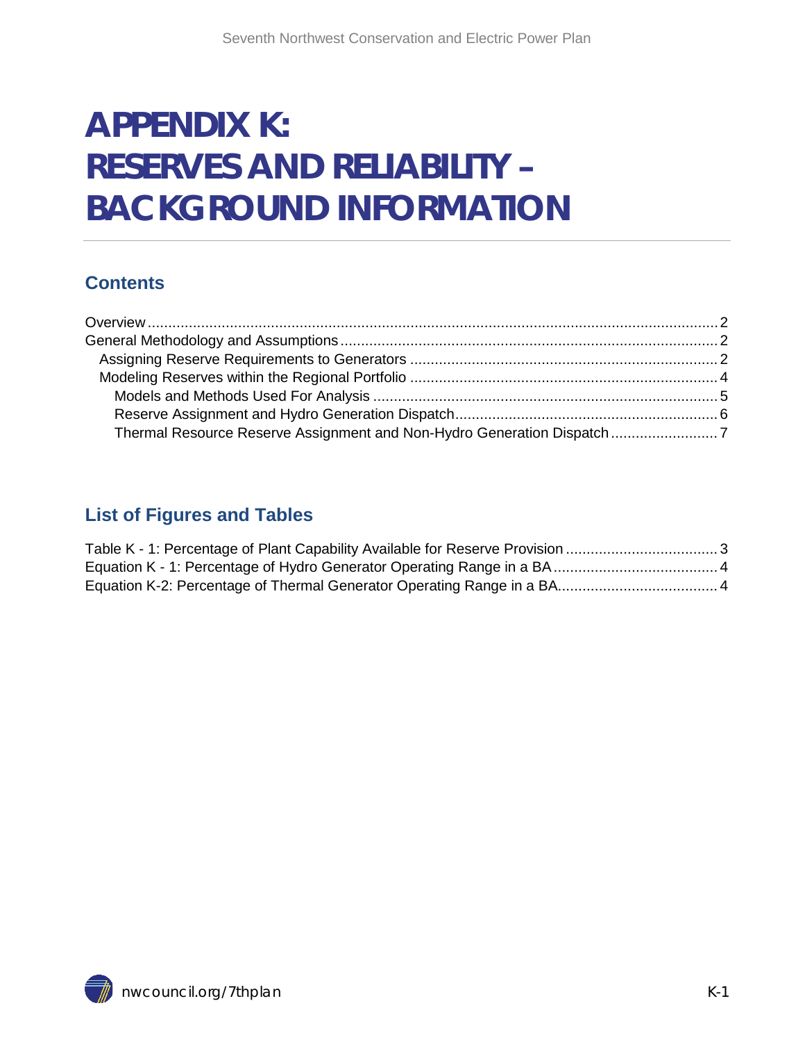# APPENDIX K: RESERVES AND RELIABILITY – BACKGROUND INFORMATION

## Contents

Overview ..... 2
General Methodology and Assumptions ..... 2
  Assigning Reserve Requirements to Generators ..... 2
  Modeling Reserves within the Regional Portfolio ..... 4
    Models and Methods Used For Analysis ..... 5
    Reserve Assignment and Hydro Generation Dispatch ..... 6
    Thermal Resource Reserve Assignment and Non-Hydro Generation Dispatch ..... 7

## List of Figures and Tables

Table K - 1: Percentage of Plant Capability Available for Reserve Provision ..... 3
Equation K - 1: Percentage of Hydro Generator Operating Range in a BA ..... 4
Equation K-2: Percentage of Thermal Generator Operating Range in a BA ..... 4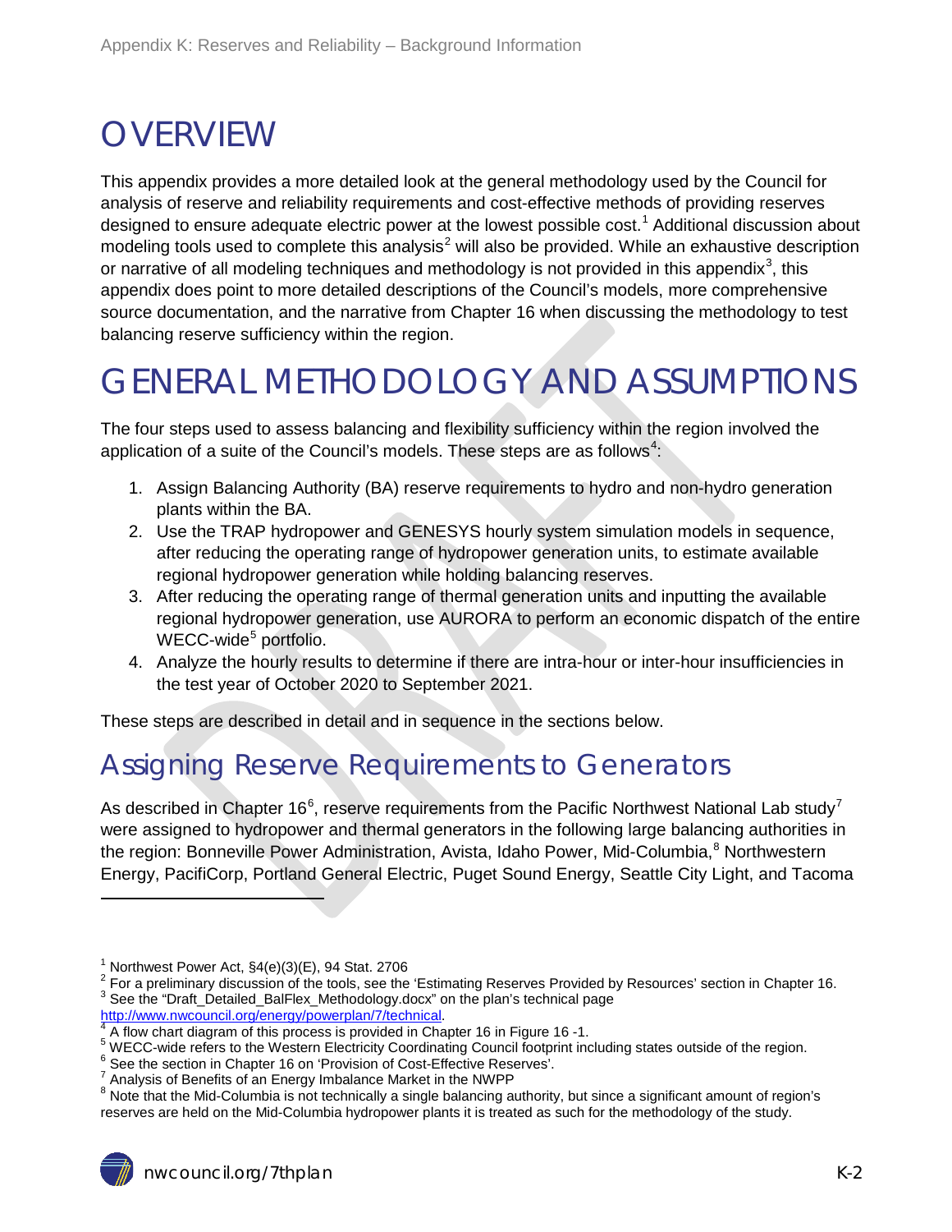# OVERVIEW

This appendix provides a more detailed look at the general methodology used by the Council for analysis of reserve and reliability requirements and cost-effective methods of providing reserves designed to ensure adequate electric power at the lowest possible cost.[1] Additional discussion about modeling tools used to complete this analysis[2] will also be provided. While an exhaustive description or narrative of all modeling techniques and methodology is not provided in this appendix[3], this appendix does point to more detailed descriptions of the Council's models, more comprehensive source documentation, and the narrative from Chapter 16 when discussing the methodology to test balancing reserve sufficiency within the region.

# GENERAL METHODOLOGY AND ASSUMPTIONS

The four steps used to assess balancing and flexibility sufficiency within the region involved the application of a suite of the Council's models. These steps are as follows[4]:

1. Assign Balancing Authority (BA) reserve requirements to hydro and non-hydro generation plants within the BA.
2. Use the TRAP hydropower and GENESYS hourly system simulation models in sequence, after reducing the operating range of hydropower generation units, to estimate available regional hydropower generation while holding balancing reserves.
3. After reducing the operating range of thermal generation units and inputting the available regional hydropower generation, use AURORA to perform an economic dispatch of the entire WECC-wide[5] portfolio.
4. Analyze the hourly results to determine if there are intra-hour or inter-hour insufficiencies in the test year of October 2020 to September 2021.

These steps are described in detail and in sequence in the sections below.

## Assigning Reserve Requirements to Generators

As described in Chapter 16[6], reserve requirements from the Pacific Northwest National Lab study[7] were assigned to hydropower and thermal generators in the following large balancing authorities in the region: Bonneville Power Administration, Avista, Idaho Power, Mid-Columbia,[8] Northwestern Energy, PacifiCorp, Portland General Electric, Puget Sound Energy, Seattle City Light, and Tacoma

---

[1] Northwest Power Act, §4(e)(3)(E), 94 Stat. 2706

[2] For a preliminary discussion of the tools, see the 'Estimating Reserves Provided by Resources' section in Chapter 16.

[3] See the "Draft_Detailed_BalFlex_Methodology.docx" on the plan's technical page http://www.nwcouncil.org/energy/powerplan/7/technical.

[4] A flow chart diagram of this process is provided in Chapter 16 in Figure 16 -1.

[5] WECC-wide refers to the Western Electricity Coordinating Council footprint including states outside of the region.

[6] See the section in Chapter 16 on 'Provision of Cost-Effective Reserves'.

[7] Analysis of Benefits of an Energy Imbalance Market in the NWPP

[8] Note that the Mid-Columbia is not technically a single balancing authority, but since a significant amount of region's reserves are held on the Mid-Columbia hydropower plants it is treated as such for the methodology of the study.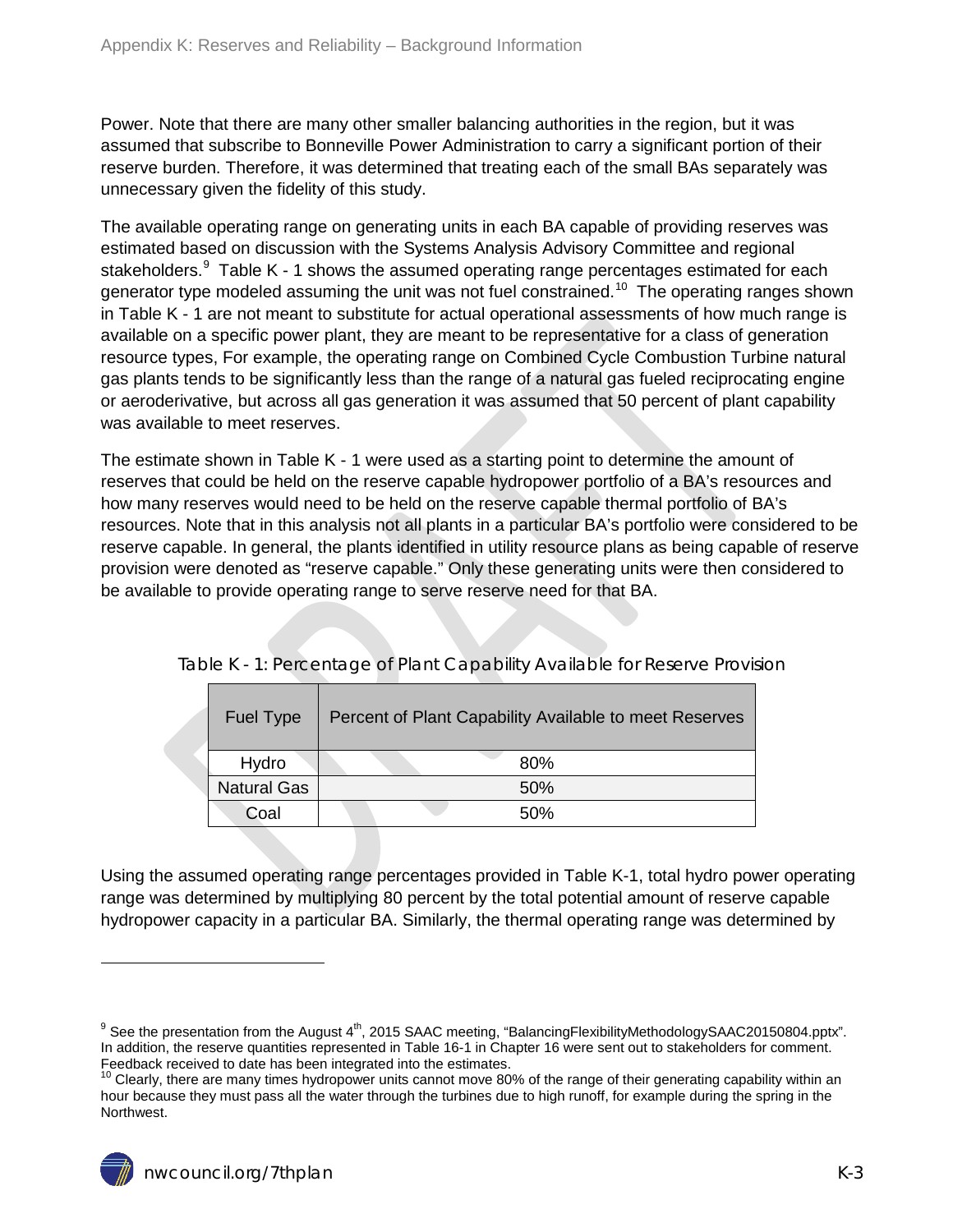Power. Note that there are many other smaller balancing authorities in the region, but it was assumed that subscribe to Bonneville Power Administration to carry a significant portion of their reserve burden. Therefore, it was determined that treating each of the small BAs separately was unnecessary given the fidelity of this study.

The available operating range on generating units in each BA capable of providing reserves was estimated based on discussion with the Systems Analysis Advisory Committee and regional stakeholders.[9] Table K - 1 shows the assumed operating range percentages estimated for each generator type modeled assuming the unit was not fuel constrained.[10] The operating ranges shown in Table K - 1 are not meant to substitute for actual operational assessments of how much range is available on a specific power plant, they are meant to be representative for a class of generation resource types, For example, the operating range on Combined Cycle Combustion Turbine natural gas plants tends to be significantly less than the range of a natural gas fueled reciprocating engine or aeroderivative, but across all gas generation it was assumed that 50 percent of plant capability was available to meet reserves.

The estimate shown in Table K - 1 were used as a starting point to determine the amount of reserves that could be held on the reserve capable hydropower portfolio of a BA's resources and how many reserves would need to be held on the reserve capable thermal portfolio of BA's resources. Note that in this analysis not all plants in a particular BA's portfolio were considered to be reserve capable. In general, the plants identified in utility resource plans as being capable of reserve provision were denoted as "reserve capable." Only these generating units were then considered to be available to provide operating range to serve reserve need for that BA.

Table K - 1: Percentage of Plant Capability Available for Reserve Provision

| Fuel Type | Percent of Plant Capability Available to meet Reserves |
|---|---|
| Hydro | 80% |
| Natural Gas | 50% |
| Coal | 50% |

Using the assumed operating range percentages provided in Table K-1, total hydro power operating range was determined by multiplying 80 percent by the total potential amount of reserve capable hydropower capacity in a particular BA. Similarly, the thermal operating range was determined by

[9] See the presentation from the August 4th, 2015 SAAC meeting, "BalancingFlexibilityMethodologySAAC20150804.pptx". In addition, the reserve quantities represented in Table 16-1 in Chapter 16 were sent out to stakeholders for comment. Feedback received to date has been integrated into the estimates.

[10] Clearly, there are many times hydropower units cannot move 80% of the range of their generating capability within an hour because they must pass all the water through the turbines due to high runoff, for example during the spring in the Northwest.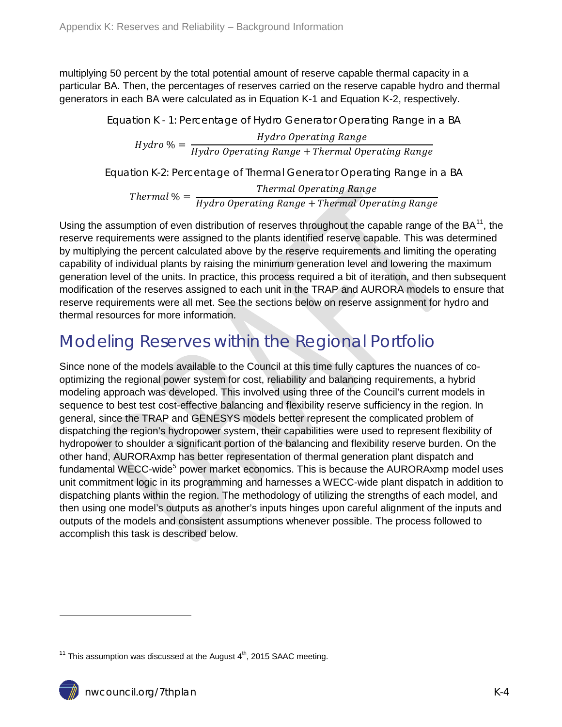multiplying 50 percent by the total potential amount of reserve capable thermal capacity in a particular BA. Then, the percentages of reserves carried on the reserve capable hydro and thermal generators in each BA were calculated as in Equation K-1 and Equation K-2, respectively.

Equation K - 1: Percentage of Hydro Generator Operating Range in a BA

$$Hydro\,\% = \frac{Hydro\ Operating\ Range}{Hydro\ Operating\ Range + Thermal\ Operating\ Range}$$

Equation K-2: Percentage of Thermal Generator Operating Range in a BA

$$Thermal\,\% = \frac{Thermal\ Operating\ Range}{Hydro\ Operating\ Range + Thermal\ Operating\ Range}$$

Using the assumption of even distribution of reserves throughout the capable range of the BA[11], the reserve requirements were assigned to the plants identified reserve capable. This was determined by multiplying the percent calculated above by the reserve requirements and limiting the operating capability of individual plants by raising the minimum generation level and lowering the maximum generation level of the units. In practice, this process required a bit of iteration, and then subsequent modification of the reserves assigned to each unit in the TRAP and AURORA models to ensure that reserve requirements were all met. See the sections below on reserve assignment for hydro and thermal resources for more information.

# Modeling Reserves within the Regional Portfolio

Since none of the models available to the Council at this time fully captures the nuances of co-optimizing the regional power system for cost, reliability and balancing requirements, a hybrid modeling approach was developed. This involved using three of the Council's current models in sequence to best test cost-effective balancing and flexibility reserve sufficiency in the region. In general, since the TRAP and GENESYS models better represent the complicated problem of dispatching the region's hydropower system, their capabilities were used to represent flexibility of hydropower to shoulder a significant portion of the balancing and flexibility reserve burden. On the other hand, AURORAxmp has better representation of thermal generation plant dispatch and fundamental WECC-wide[5] power market economics. This is because the AURORAxmp model uses unit commitment logic in its programming and harnesses a WECC-wide plant dispatch in addition to dispatching plants within the region. The methodology of utilizing the strengths of each model, and then using one model's outputs as another's inputs hinges upon careful alignment of the inputs and outputs of the models and consistent assumptions whenever possible. The process followed to accomplish this task is described below.

[11] This assumption was discussed at the August 4th, 2015 SAAC meeting.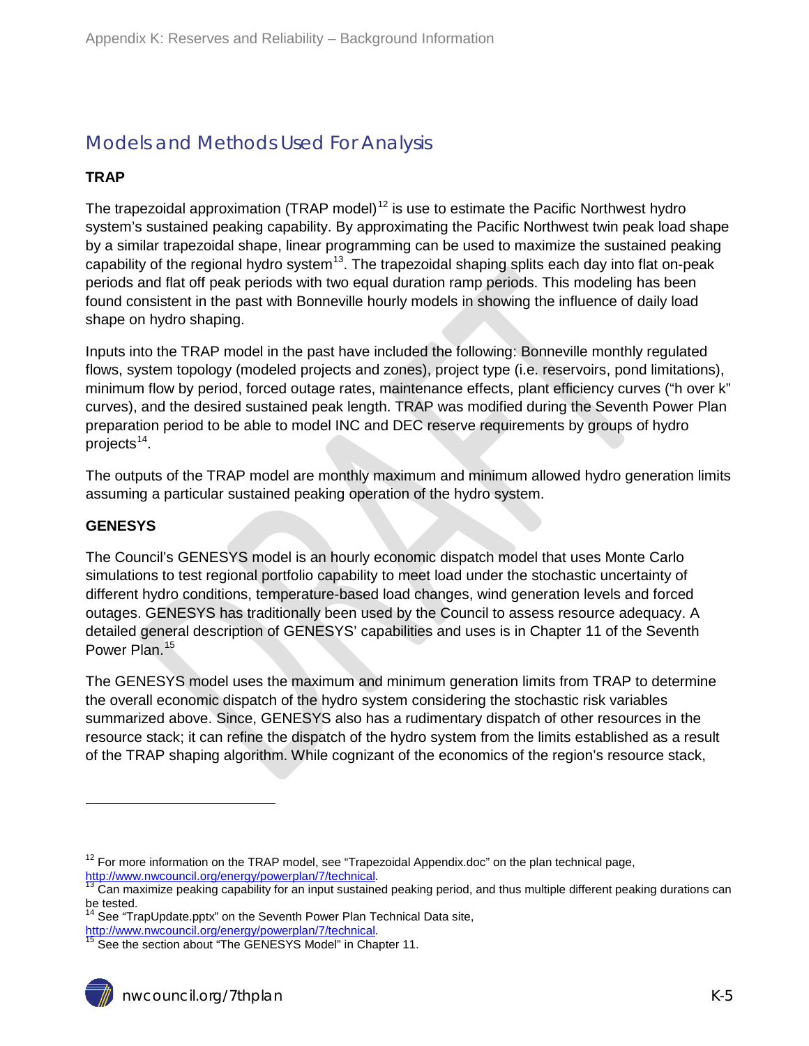## Models and Methods Used For Analysis

### TRAP

The trapezoidal approximation (TRAP model)[12] is use to estimate the Pacific Northwest hydro system's sustained peaking capability. By approximating the Pacific Northwest twin peak load shape by a similar trapezoidal shape, linear programming can be used to maximize the sustained peaking capability of the regional hydro system[13]. The trapezoidal shaping splits each day into flat on-peak periods and flat off peak periods with two equal duration ramp periods. This modeling has been found consistent in the past with Bonneville hourly models in showing the influence of daily load shape on hydro shaping.

Inputs into the TRAP model in the past have included the following: Bonneville monthly regulated flows, system topology (modeled projects and zones), project type (i.e. reservoirs, pond limitations), minimum flow by period, forced outage rates, maintenance effects, plant efficiency curves ("h over k" curves), and the desired sustained peak length. TRAP was modified during the Seventh Power Plan preparation period to be able to model INC and DEC reserve requirements by groups of hydro projects[14].

The outputs of the TRAP model are monthly maximum and minimum allowed hydro generation limits assuming a particular sustained peaking operation of the hydro system.

### GENESYS

The Council's GENESYS model is an hourly economic dispatch model that uses Monte Carlo simulations to test regional portfolio capability to meet load under the stochastic uncertainty of different hydro conditions, temperature-based load changes, wind generation levels and forced outages. GENESYS has traditionally been used by the Council to assess resource adequacy. A detailed general description of GENESYS' capabilities and uses is in Chapter 11 of the Seventh Power Plan.[15]

The GENESYS model uses the maximum and minimum generation limits from TRAP to determine the overall economic dispatch of the hydro system considering the stochastic risk variables summarized above. Since, GENESYS also has a rudimentary dispatch of other resources in the resource stack; it can refine the dispatch of the hydro system from the limits established as a result of the TRAP shaping algorithm. While cognizant of the economics of the region's resource stack,

---

[12] For more information on the TRAP model, see "Trapezoidal Appendix.doc" on the plan technical page, http://www.nwcouncil.org/energy/powerplan/7/technical.

[13] Can maximize peaking capability for an input sustained peaking period, and thus multiple different peaking durations can be tested.

[14] See "TrapUpdate.pptx" on the Seventh Power Plan Technical Data site, http://www.nwcouncil.org/energy/powerplan/7/technical.

[15] See the section about "The GENESYS Model" in Chapter 11.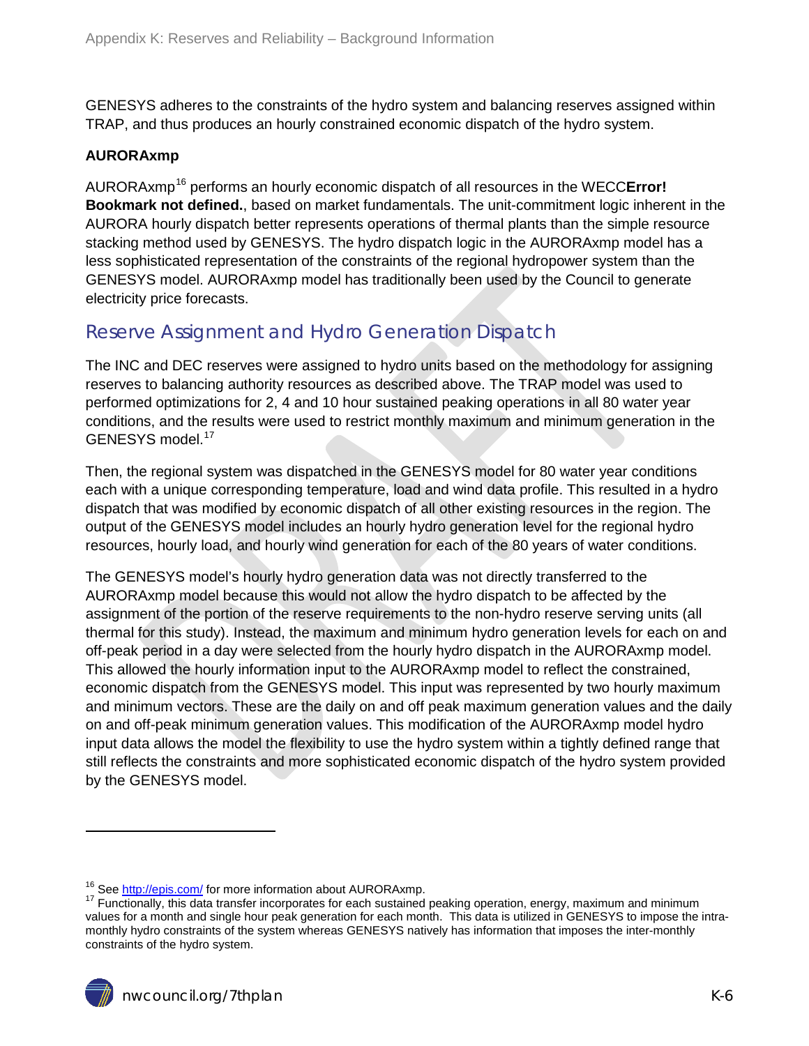GENESYS adheres to the constraints of the hydro system and balancing reserves assigned within TRAP, and thus produces an hourly constrained economic dispatch of the hydro system.

**AURORAxmp**

AURORAxmp[16] performs an hourly economic dispatch of all resources in the WECC**Error! Bookmark not defined.**, based on market fundamentals. The unit-commitment logic inherent in the AURORA hourly dispatch better represents operations of thermal plants than the simple resource stacking method used by GENESYS. The hydro dispatch logic in the AURORAxmp model has a less sophisticated representation of the constraints of the regional hydropower system than the GENESYS model. AURORAxmp model has traditionally been used by the Council to generate electricity price forecasts.

## Reserve Assignment and Hydro Generation Dispatch

The INC and DEC reserves were assigned to hydro units based on the methodology for assigning reserves to balancing authority resources as described above. The TRAP model was used to performed optimizations for 2, 4 and 10 hour sustained peaking operations in all 80 water year conditions, and the results were used to restrict monthly maximum and minimum generation in the GENESYS model.[17]

Then, the regional system was dispatched in the GENESYS model for 80 water year conditions each with a unique corresponding temperature, load and wind data profile. This resulted in a hydro dispatch that was modified by economic dispatch of all other existing resources in the region. The output of the GENESYS model includes an hourly hydro generation level for the regional hydro resources, hourly load, and hourly wind generation for each of the 80 years of water conditions.

The GENESYS model's hourly hydro generation data was not directly transferred to the AURORAxmp model because this would not allow the hydro dispatch to be affected by the assignment of the portion of the reserve requirements to the non-hydro reserve serving units (all thermal for this study). Instead, the maximum and minimum hydro generation levels for each on and off-peak period in a day were selected from the hourly hydro dispatch in the AURORAxmp model. This allowed the hourly information input to the AURORAxmp model to reflect the constrained, economic dispatch from the GENESYS model. This input was represented by two hourly maximum and minimum vectors. These are the daily on and off peak maximum generation values and the daily on and off-peak minimum generation values. This modification of the AURORAxmp model hydro input data allows the model the flexibility to use the hydro system within a tightly defined range that still reflects the constraints and more sophisticated economic dispatch of the hydro system provided by the GENESYS model.

---

[16] See http://epis.com/ for more information about AURORAxmp.

[17] Functionally, this data transfer incorporates for each sustained peaking operation, energy, maximum and minimum values for a month and single hour peak generation for each month. This data is utilized in GENESYS to impose the intra-monthly hydro constraints of the system whereas GENESYS natively has information that imposes the inter-monthly constraints of the hydro system.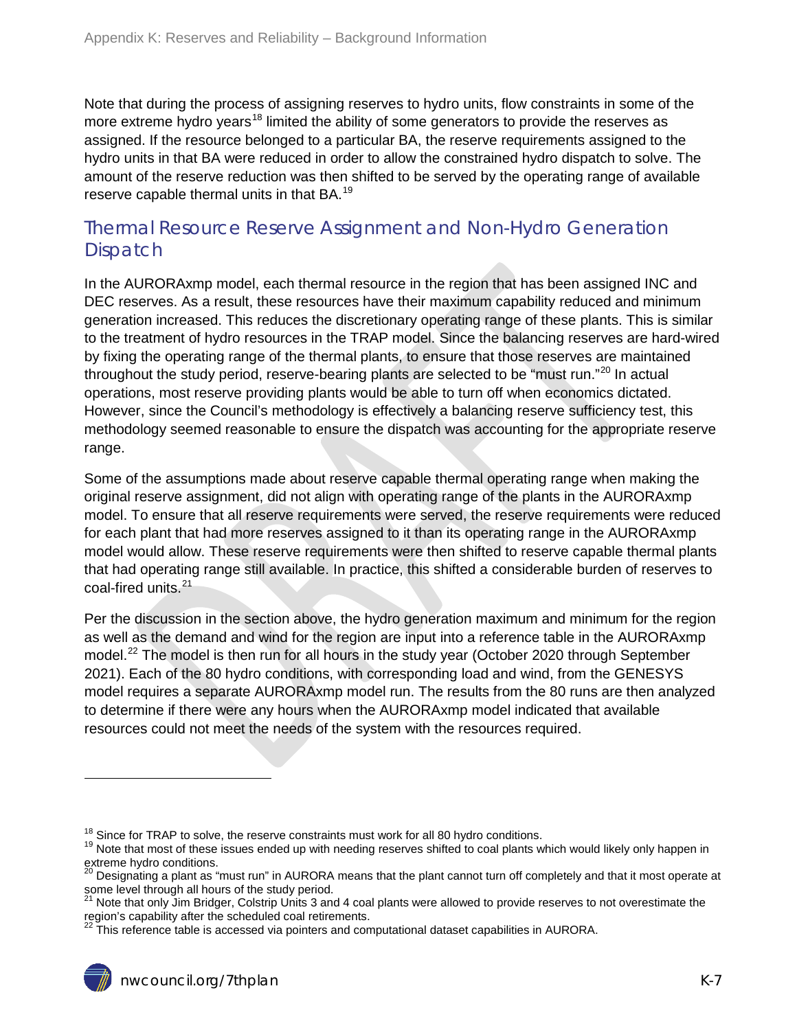Note that during the process of assigning reserves to hydro units, flow constraints in some of the more extreme hydro years[18] limited the ability of some generators to provide the reserves as assigned. If the resource belonged to a particular BA, the reserve requirements assigned to the hydro units in that BA were reduced in order to allow the constrained hydro dispatch to solve. The amount of the reserve reduction was then shifted to be served by the operating range of available reserve capable thermal units in that BA.[19]

## Thermal Resource Reserve Assignment and Non-Hydro Generation Dispatch

In the AURORAxmp model, each thermal resource in the region that has been assigned INC and DEC reserves. As a result, these resources have their maximum capability reduced and minimum generation increased. This reduces the discretionary operating range of these plants. This is similar to the treatment of hydro resources in the TRAP model. Since the balancing reserves are hard-wired by fixing the operating range of the thermal plants, to ensure that those reserves are maintained throughout the study period, reserve-bearing plants are selected to be "must run."[20] In actual operations, most reserve providing plants would be able to turn off when economics dictated. However, since the Council's methodology is effectively a balancing reserve sufficiency test, this methodology seemed reasonable to ensure the dispatch was accounting for the appropriate reserve range.

Some of the assumptions made about reserve capable thermal operating range when making the original reserve assignment, did not align with operating range of the plants in the AURORAxmp model. To ensure that all reserve requirements were served, the reserve requirements were reduced for each plant that had more reserves assigned to it than its operating range in the AURORAxmp model would allow. These reserve requirements were then shifted to reserve capable thermal plants that had operating range still available. In practice, this shifted a considerable burden of reserves to coal-fired units.[21]

Per the discussion in the section above, the hydro generation maximum and minimum for the region as well as the demand and wind for the region are input into a reference table in the AURORAxmp model.[22] The model is then run for all hours in the study year (October 2020 through September 2021). Each of the 80 hydro conditions, with corresponding load and wind, from the GENESYS model requires a separate AURORAxmp model run. The results from the 80 runs are then analyzed to determine if there were any hours when the AURORAxmp model indicated that available resources could not meet the needs of the system with the resources required.

---

[18] Since for TRAP to solve, the reserve constraints must work for all 80 hydro conditions.

[19] Note that most of these issues ended up with needing reserves shifted to coal plants which would likely only happen in extreme hydro conditions.

[20] Designating a plant as "must run" in AURORA means that the plant cannot turn off completely and that it most operate at some level through all hours of the study period.

[21] Note that only Jim Bridger, Colstrip Units 3 and 4 coal plants were allowed to provide reserves to not overestimate the region's capability after the scheduled coal retirements.

[22] This reference table is accessed via pointers and computational dataset capabilities in AURORA.